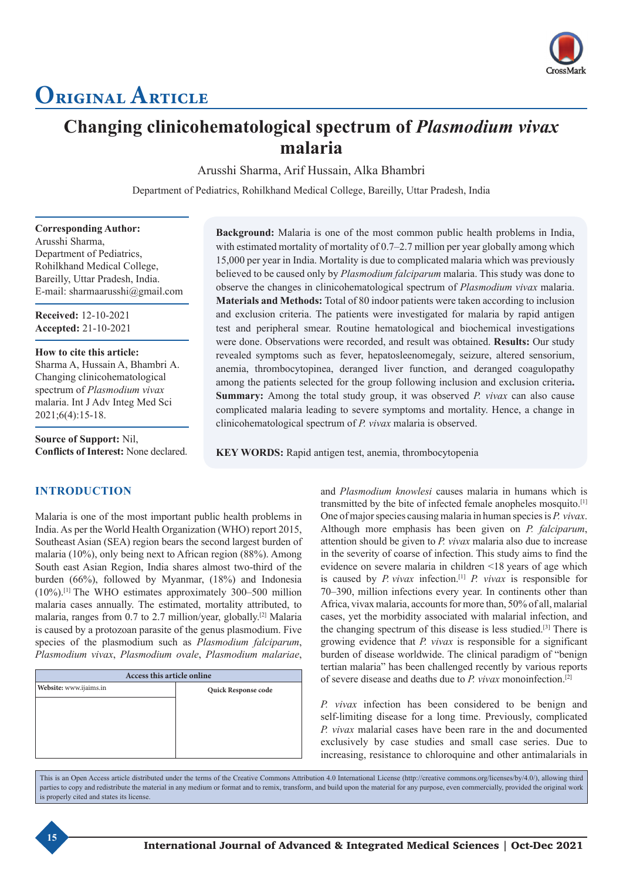# Original Article

# Changing clinicohematological spectrum of *Plasmodium vivax* malaria

Arusshi Sharma, Arif Hussain, Alka Bhambri

Department of Pediatrics, Rohilkhand Medical College, Bareilly, Uttar Pradesh, India

**Corresponding Author:**
Arusshi Sharma,
Department of Pediatrics,
Rohilkhand Medical College,
Bareilly, Uttar Pradesh, India.
E-mail: sharmaarusshi@gmail.com

**Received:** 12-10-2021
**Accepted:** 21-10-2021

**How to cite this article:**
Sharma A, Hussain A, Bhambri A. Changing clinicohematological spectrum of *Plasmodium vivax* malaria. Int J Adv Integ Med Sci 2021;6(4):15-18.

**Source of Support:** Nil,
**Conflicts of Interest:** None declared.

**Background:** Malaria is one of the most common public health problems in India, with estimated mortality of mortality of 0.7–2.7 million per year globally among which 15,000 per year in India. Mortality is due to complicated malaria which was previously believed to be caused only by *Plasmodium falciparum* malaria. This study was done to observe the changes in clinicohematological spectrum of *Plasmodium vivax* malaria. **Materials and Methods:** Total of 80 indoor patients were taken according to inclusion and exclusion criteria. The patients were investigated for malaria by rapid antigen test and peripheral smear. Routine hematological and biochemical investigations were done. Observations were recorded, and result was obtained. **Results:** Our study revealed symptoms such as fever, hepatosleenomegaly, seizure, altered sensorium, anemia, thrombocytopinea, deranged liver function, and deranged coagulopathy among the patients selected for the group following inclusion and exclusion criteria**.** **Summary:** Among the total study group, it was observed *P. vivax* can also cause complicated malaria leading to severe symptoms and mortality. Hence, a change in clinicohematological spectrum of *P. vivax* malaria is observed.

**KEY WORDS:** Rapid antigen test, anemia, thrombocytopenia

## INTRODUCTION

Malaria is one of the most important public health problems in India. As per the World Health Organization (WHO) report 2015, Southeast Asian (SEA) region bears the second largest burden of malaria (10%), only being next to African region (88%). Among South east Asian Region, India shares almost two-third of the burden (66%), followed by Myanmar, (18%) and Indonesia (10%).[1] The WHO estimates approximately 300–500 million malaria cases annually. The estimated, mortality attributed, to malaria, ranges from 0.7 to 2.7 million/year, globally.[2] Malaria is caused by a protozoan parasite of the genus plasmodium. Five species of the plasmodium such as *Plasmodium falciparum*, *Plasmodium vivax*, *Plasmodium ovale*, *Plasmodium malariae*, and *Plasmodium knowlesi* causes malaria in humans which is transmitted by the bite of infected female anopheles mosquito.[1] One of major species causing malaria in human species is *P. vivax*. Although more emphasis has been given on *P. falciparum*, attention should be given to *P. vivax* malaria also due to increase in the severity of coarse of infection. This study aims to find the evidence on severe malaria in children <18 years of age which is caused by *P. vivax* infection.[1] *P. vivax* is responsible for 70–390, million infections every year. In continents other than Africa, vivax malaria, accounts for more than, 50% of all, malarial cases, yet the morbidity associated with malarial infection, and the changing spectrum of this disease is less studied.[3] There is growing evidence that *P. vivax* is responsible for a significant burden of disease worldwide. The clinical paradigm of "benign tertian malaria" has been challenged recently by various reports of severe disease and deaths due to *P. vivax* monoinfection.[2]

*P. vivax* infection has been considered to be benign and self-limiting disease for a long time. Previously, complicated *P. vivax* malarial cases have been rare in the and documented exclusively by case studies and small case series. Due to increasing, resistance to chloroquine and other antimalarials in

| Access this article online | |
|---|---|
| **Website:** www.ijaims.in | **Quick Response code** |

This is an Open Access article distributed under the terms of the Creative Commons Attribution 4.0 International License (http://creative commons.org/licenses/by/4.0/), allowing third parties to copy and redistribute the material in any medium or format and to remix, transform, and build upon the material for any purpose, even commercially, provided the original work is properly cited and states its license.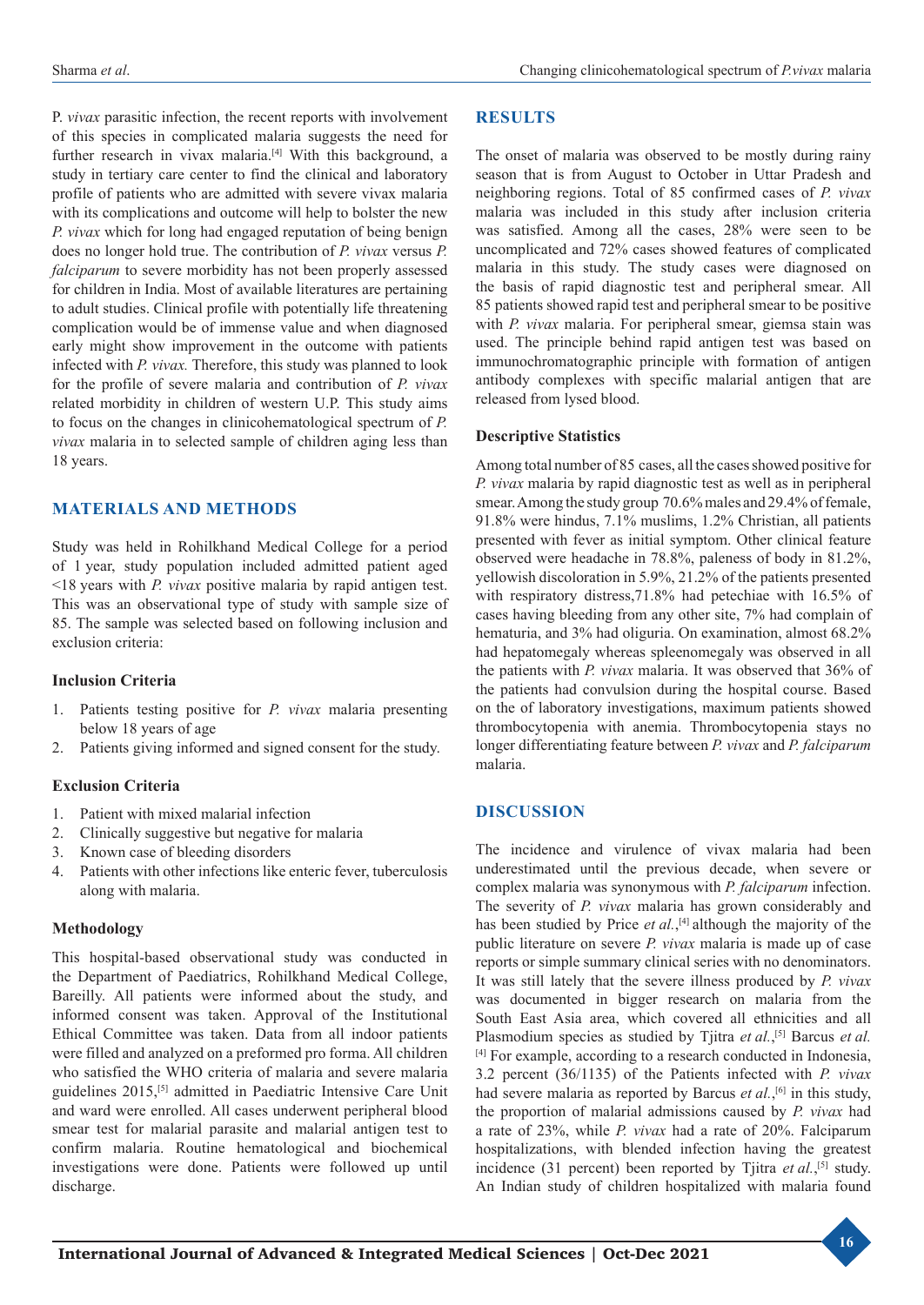P. *vivax* parasitic infection, the recent reports with involvement of this species in complicated malaria suggests the need for further research in vivax malaria.[4] With this background, a study in tertiary care center to find the clinical and laboratory profile of patients who are admitted with severe vivax malaria with its complications and outcome will help to bolster the new *P. vivax* which for long had engaged reputation of being benign does no longer hold true. The contribution of *P. vivax* versus *P. falciparum* to severe morbidity has not been properly assessed for children in India. Most of available literatures are pertaining to adult studies. Clinical profile with potentially life threatening complication would be of immense value and when diagnosed early might show improvement in the outcome with patients infected with *P. vivax.* Therefore, this study was planned to look for the profile of severe malaria and contribution of *P. vivax* related morbidity in children of western U.P. This study aims to focus on the changes in clinicohematological spectrum of *P. vivax* malaria in to selected sample of children aging less than 18 years.

## MATERIALS AND METHODS

Study was held in Rohilkhand Medical College for a period of 1 year, study population included admitted patient aged <18 years with *P. vivax* positive malaria by rapid antigen test. This was an observational type of study with sample size of 85. The sample was selected based on following inclusion and exclusion criteria:

### Inclusion Criteria

1. Patients testing positive for *P. vivax* malaria presenting below 18 years of age
2. Patients giving informed and signed consent for the study.

### Exclusion Criteria

1. Patient with mixed malarial infection
2. Clinically suggestive but negative for malaria
3. Known case of bleeding disorders
4. Patients with other infections like enteric fever, tuberculosis along with malaria.

### Methodology

This hospital-based observational study was conducted in the Department of Paediatrics, Rohilkhand Medical College, Bareilly. All patients were informed about the study, and informed consent was taken. Approval of the Institutional Ethical Committee was taken. Data from all indoor patients were filled and analyzed on a preformed pro forma. All children who satisfied the WHO criteria of malaria and severe malaria guidelines 2015,[5] admitted in Paediatric Intensive Care Unit and ward were enrolled. All cases underwent peripheral blood smear test for malarial parasite and malarial antigen test to confirm malaria. Routine hematological and biochemical investigations were done. Patients were followed up until discharge.

## RESULTS

The onset of malaria was observed to be mostly during rainy season that is from August to October in Uttar Pradesh and neighboring regions. Total of 85 confirmed cases of *P. vivax* malaria was included in this study after inclusion criteria was satisfied. Among all the cases, 28% were seen to be uncomplicated and 72% cases showed features of complicated malaria in this study. The study cases were diagnosed on the basis of rapid diagnostic test and peripheral smear. All 85 patients showed rapid test and peripheral smear to be positive with *P. vivax* malaria. For peripheral smear, giemsa stain was used. The principle behind rapid antigen test was based on immunochromatographic principle with formation of antigen antibody complexes with specific malarial antigen that are released from lysed blood.

### Descriptive Statistics

Among total number of 85 cases, all the cases showed positive for *P. vivax* malaria by rapid diagnostic test as well as in peripheral smear. Among the study group 70.6% males and 29.4% of female, 91.8% were hindus, 7.1% muslims, 1.2% Christian, all patients presented with fever as initial symptom. Other clinical feature observed were headache in 78.8%, paleness of body in 81.2%, yellowish discoloration in 5.9%, 21.2% of the patients presented with respiratory distress,71.8% had petechiae with 16.5% of cases having bleeding from any other site, 7% had complain of hematuria, and 3% had oliguria. On examination, almost 68.2% had hepatomegaly whereas spleenomegaly was observed in all the patients with *P. vivax* malaria. It was observed that 36% of the patients had convulsion during the hospital course. Based on the of laboratory investigations, maximum patients showed thrombocytopenia with anemia. Thrombocytopenia stays no longer differentiating feature between *P. vivax* and *P. falciparum* malaria.

## DISCUSSION

The incidence and virulence of vivax malaria had been underestimated until the previous decade, when severe or complex malaria was synonymous with *P. falciparum* infection. The severity of *P. vivax* malaria has grown considerably and has been studied by Price *et al.*,[4] although the majority of the public literature on severe *P. vivax* malaria is made up of case reports or simple summary clinical series with no denominators. It was still lately that the severe illness produced by *P. vivax* was documented in bigger research on malaria from the South East Asia area, which covered all ethnicities and all Plasmodium species as studied by Tjitra *et al.*,[5] Barcus *et al.*[4] For example, according to a research conducted in Indonesia, 3.2 percent (36/1135) of the Patients infected with *P. vivax* had severe malaria as reported by Barcus *et al.*,[6] in this study, the proportion of malarial admissions caused by *P. vivax* had a rate of 23%, while *P. vivax* had a rate of 20%. Falciparum hospitalizations, with blended infection having the greatest incidence (31 percent) been reported by Tjitra *et al.*,[5] study. An Indian study of children hospitalized with malaria found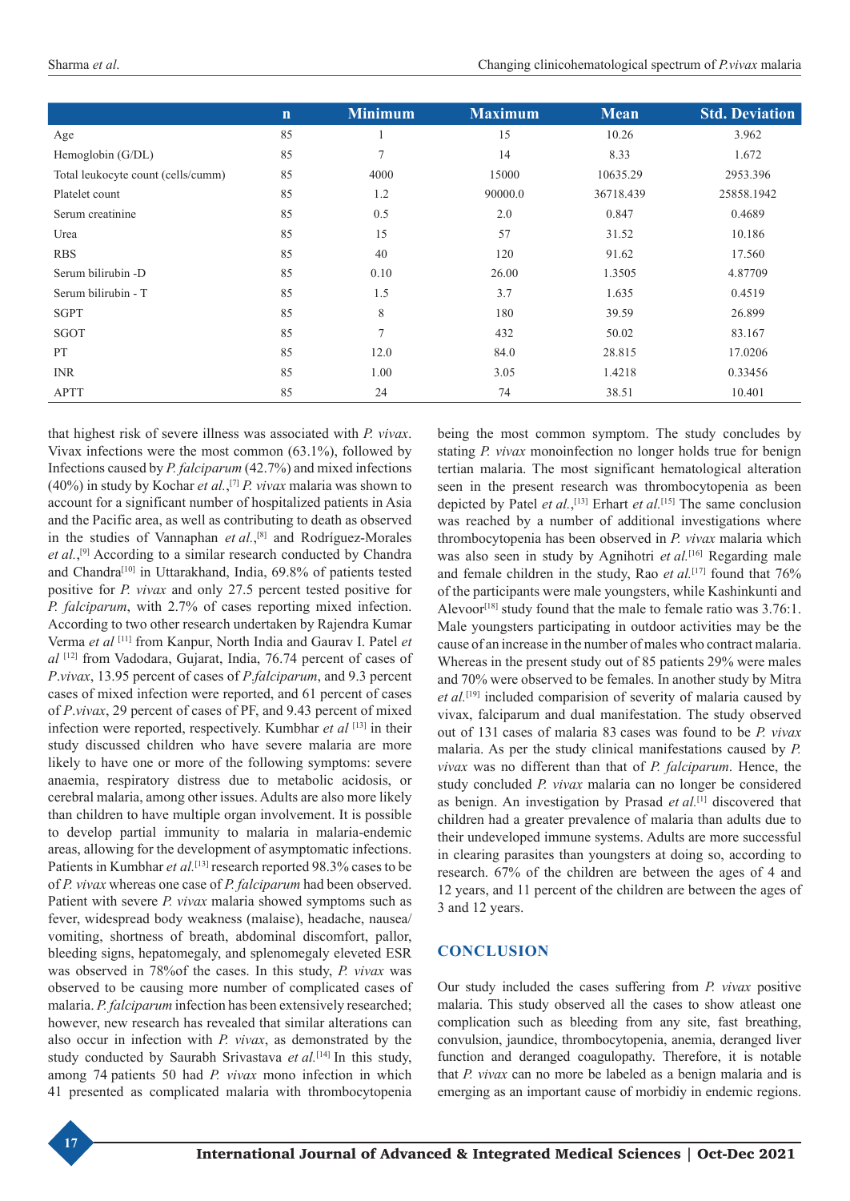|  | n | Minimum | Maximum | Mean | Std. Deviation |
|---|---|---|---|---|---|
| Age | 85 | 1 | 15 | 10.26 | 3.962 |
| Hemoglobin (G/DL) | 85 | 7 | 14 | 8.33 | 1.672 |
| Total leukocyte count (cells/cumm) | 85 | 4000 | 15000 | 10635.29 | 2953.396 |
| Platelet count | 85 | 1.2 | 90000.0 | 36718.439 | 25858.1942 |
| Serum creatinine | 85 | 0.5 | 2.0 | 0.847 | 0.4689 |
| Urea | 85 | 15 | 57 | 31.52 | 10.186 |
| RBS | 85 | 40 | 120 | 91.62 | 17.560 |
| Serum bilirubin -D | 85 | 0.10 | 26.00 | 1.3505 | 4.87709 |
| Serum bilirubin - T | 85 | 1.5 | 3.7 | 1.635 | 0.4519 |
| SGPT | 85 | 8 | 180 | 39.59 | 26.899 |
| SGOT | 85 | 7 | 432 | 50.02 | 83.167 |
| PT | 85 | 12.0 | 84.0 | 28.815 | 17.0206 |
| INR | 85 | 1.00 | 3.05 | 1.4218 | 0.33456 |
| APTT | 85 | 24 | 74 | 38.51 | 10.401 |

that highest risk of severe illness was associated with *P. vivax*. Vivax infections were the most common (63.1%), followed by Infections caused by *P. falciparum* (42.7%) and mixed infections (40%) in study by Kochar *et al.*,[7] *P. vivax* malaria was shown to account for a significant number of hospitalized patients in Asia and the Pacific area, as well as contributing to death as observed in the studies of Vannaphan *et al.*,[8] and Rodríguez-Morales *et al.*,[9] According to a similar research conducted by Chandra and Chandra[10] in Uttarakhand, India, 69.8% of patients tested positive for *P. vivax* and only 27.5 percent tested positive for *P. falciparum*, with 2.7% of cases reporting mixed infection. According to two other research undertaken by Rajendra Kumar Verma *et al* [11] from Kanpur, North India and Gaurav I. Patel *et al* [12] from Vadodara, Gujarat, India, 76.74 percent of cases of *P.vivax*, 13.95 percent of cases of *P.falciparum*, and 9.3 percent cases of mixed infection were reported, and 61 percent of cases of *P.vivax*, 29 percent of cases of PF, and 9.43 percent of mixed infection were reported, respectively. Kumbhar *et al* [13] in their study discussed children who have severe malaria are more likely to have one or more of the following symptoms: severe anaemia, respiratory distress due to metabolic acidosis, or cerebral malaria, among other issues. Adults are also more likely than children to have multiple organ involvement. It is possible to develop partial immunity to malaria in malaria-endemic areas, allowing for the development of asymptomatic infections. Patients in Kumbhar *et al.*[13] research reported 98.3% cases to be of *P. vivax* whereas one case of *P. falciparum* had been observed. Patient with severe *P. vivax* malaria showed symptoms such as fever, widespread body weakness (malaise), headache, nausea/vomiting, shortness of breath, abdominal discomfort, pallor, bleeding signs, hepatomegaly, and splenomegaly eleveted ESR was observed in 78%of the cases. In this study, *P. vivax* was observed to be causing more number of complicated cases of malaria. *P. falciparum* infection has been extensively researched; however, new research has revealed that similar alterations can also occur in infection with *P. vivax*, as demonstrated by the study conducted by Saurabh Srivastava *et al.*[14] In this study, among 74 patients 50 had *P. vivax* mono infection in which 41 presented as complicated malaria with thrombocytopenia being the most common symptom. The study concludes by stating *P. vivax* monoinfection no longer holds true for benign tertian malaria. The most significant hematological alteration seen in the present research was thrombocytopenia as been depicted by Patel *et al.*,[13] Erhart *et al.*[15] The same conclusion was reached by a number of additional investigations where thrombocytopenia has been observed in *P. vivax* malaria which was also seen in study by Agnihotri *et al.*[16] Regarding male and female children in the study, Rao *et al.*[17] found that 76% of the participants were male youngsters, while Kashinkunti and Alevoor[18] study found that the male to female ratio was 3.76:1. Male youngsters participating in outdoor activities may be the cause of an increase in the number of males who contract malaria. Whereas in the present study out of 85 patients 29% were males and 70% were observed to be females. In another study by Mitra *et al.*[19] included comparision of severity of malaria caused by vivax, falciparum and dual manifestation. The study observed out of 131 cases of malaria 83 cases was found to be *P. vivax* malaria. As per the study clinical manifestations caused by *P. vivax* was no different than that of *P. falciparum*. Hence, the study concluded *P. vivax* malaria can no longer be considered as benign. An investigation by Prasad *et al.*[1] discovered that children had a greater prevalence of malaria than adults due to their undeveloped immune systems. Adults are more successful in clearing parasites than youngsters at doing so, according to research. 67% of the children are between the ages of 4 and 12 years, and 11 percent of the children are between the ages of 3 and 12 years.

## CONCLUSION

Our study included the cases suffering from *P. vivax* positive malaria. This study observed all the cases to show atleast one complication such as bleeding from any site, fast breathing, convulsion, jaundice, thrombocytopenia, anemia, deranged liver function and deranged coagulopathy. Therefore, it is notable that *P. vivax* can no more be labeled as a benign malaria and is emerging as an important cause of morbidiy in endemic regions.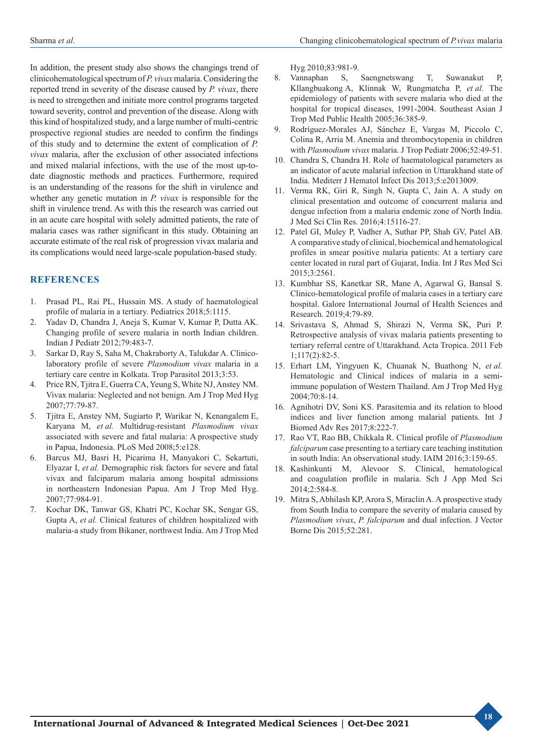In addition, the present study also shows the changings trend of clinicohematological spectrum of *P. vivax* malaria. Considering the reported trend in severity of the disease caused by *P. vivax*, there is need to strengthen and initiate more control programs targeted toward severity, control and prevention of the disease. Along with this kind of hospitalized study, and a large number of multi-centric prospective regional studies are needed to confirm the findings of this study and to determine the extent of complication of *P. vivax* malaria, after the exclusion of other associated infections and mixed malarial infections, with the use of the most up-to-date diagnostic methods and practices. Furthermore, required is an understanding of the reasons for the shift in virulence and whether any genetic mutation in *P. vivax* is responsible for the shift in virulence trend. As with this the research was carried out in an acute care hospital with solely admitted patients, the rate of malaria cases was rather significant in this study. Obtaining an accurate estimate of the real risk of progression vivax malaria and its complications would need large-scale population-based study.

## REFERENCES

1. Prasad PL, Rai PL, Hussain MS. A study of haematological profile of malaria in a tertiary. Pediatrics 2018;5:1115.
2. Yadav D, Chandra J, Aneja S, Kumar V, Kumar P, Dutta AK. Changing profile of severe malaria in north Indian children. Indian J Pediatr 2012;79:483-7.
3. Sarkar D, Ray S, Saha M, Chakraborty A, Talukdar A. Clinico-laboratory profile of severe *Plasmodium vivax* malaria in a tertiary care centre in Kolkata. Trop Parasitol 2013;3:53.
4. Price RN, Tjitra E, Guerra CA, Yeung S, White NJ, Anstey NM. Vivax malaria: Neglected and not benign. Am J Trop Med Hyg 2007;77:79-87.
5. Tjitra E, Anstey NM, Sugiarto P, Warikar N, Kenangalem E, Karyana M, *et al.* Multidrug-resistant *Plasmodium vivax* associated with severe and fatal malaria: A prospective study in Papua, Indonesia. PLoS Med 2008;5:e128.
6. Barcus MJ, Basri H, Picarima H, Manyakori C, Sekartuti, Elyazar I, *et al.* Demographic risk factors for severe and fatal vivax and falciparum malaria among hospital admissions in northeastern Indonesian Papua. Am J Trop Med Hyg. 2007;77:984-91.
7. Kochar DK, Tanwar GS, Khatri PC, Kochar SK, Sengar GS, Gupta A, *et al.* Clinical features of children hospitalized with malaria-a study from Bikaner, northwest India. Am J Trop Med Hyg 2010;83:981-9.
8. Vannaphan S, Saengnetswang T, Suwanakut P, Kllangbuakong A, Klinnak W, Rungmatcha P, *et al.* The epidemiology of patients with severe malaria who died at the hospital for tropical diseases, 1991-2004. Southeast Asian J Trop Med Public Health 2005;36:385-9.
9. Rodríguez-Morales AJ, Sánchez E, Vargas M, Piccolo C, Colina R, Arria M. Anemia and thrombocytopenia in children with *Plasmodium vivax* malaria. J Trop Pediatr 2006;52:49-51.
10. Chandra S, Chandra H. Role of haematological parameters as an indicator of acute malarial infection in Uttarakhand state of India. Mediterr J Hematol Infect Dis 2013;5:e2013009.
11. Verma RK, Giri R, Singh N, Gupta C, Jain A. A study on clinical presentation and outcome of concurrent malaria and dengue infection from a malaria endemic zone of North India. J Med Sci Clin Res. 2016;4:15116-27.
12. Patel GI, Muley P, Vadher A, Suthar PP, Shah GV, Patel AB. A comparative study of clinical, biochemical and hematological profiles in smear positive malaria patients: At a tertiary care center located in rural part of Gujarat, India. Int J Res Med Sci 2015;3:2561.
13. Kumbhar SS, Kanetkar SR, Mane A, Agarwal G, Bansal S. Clinico-hematological profile of malaria cases in a tertiary care hospital. Galore International Journal of Health Sciences and Research. 2019;4:79-89.
14. Srivastava S, Ahmad S, Shirazi N, Verma SK, Puri P. Retrospective analysis of vivax malaria patients presenting to tertiary referral centre of Uttarakhand. Acta Tropica. 2011 Feb 1;117(2):82-5.
15. Erhart LM, Yingyuen K, Chuanak N, Buathong N, *et al.* Hematologic and Clinical indices of malaria in a semi-immune population of Western Thailand. Am J Trop Med Hyg 2004;70:8-14.
16. Agnihotri DV, Soni KS. Parasitemia and its relation to blood indices and liver function among malarial patients. Int J Biomed Adv Res 2017;8:222-7.
17. Rao VT, Rao BB, Chikkala R. Clinical profile of *Plasmodium falciparum* case presenting to a tertiary care teaching institution in south India: An observational study. IAIM 2016;3:159-65.
18. Kashinkunti M, Alevoor S. Clinical, hematological and coagulation proflile in malaria. Sch J App Med Sci 2014;2:584-8.
19. Mitra S, Abhilash KP, Arora S, Miraclin A. A prospective study from South India to compare the severity of malaria caused by *Plasmodium vivax*, *P. falciparum* and dual infection. J Vector Borne Dis 2015;52:281.